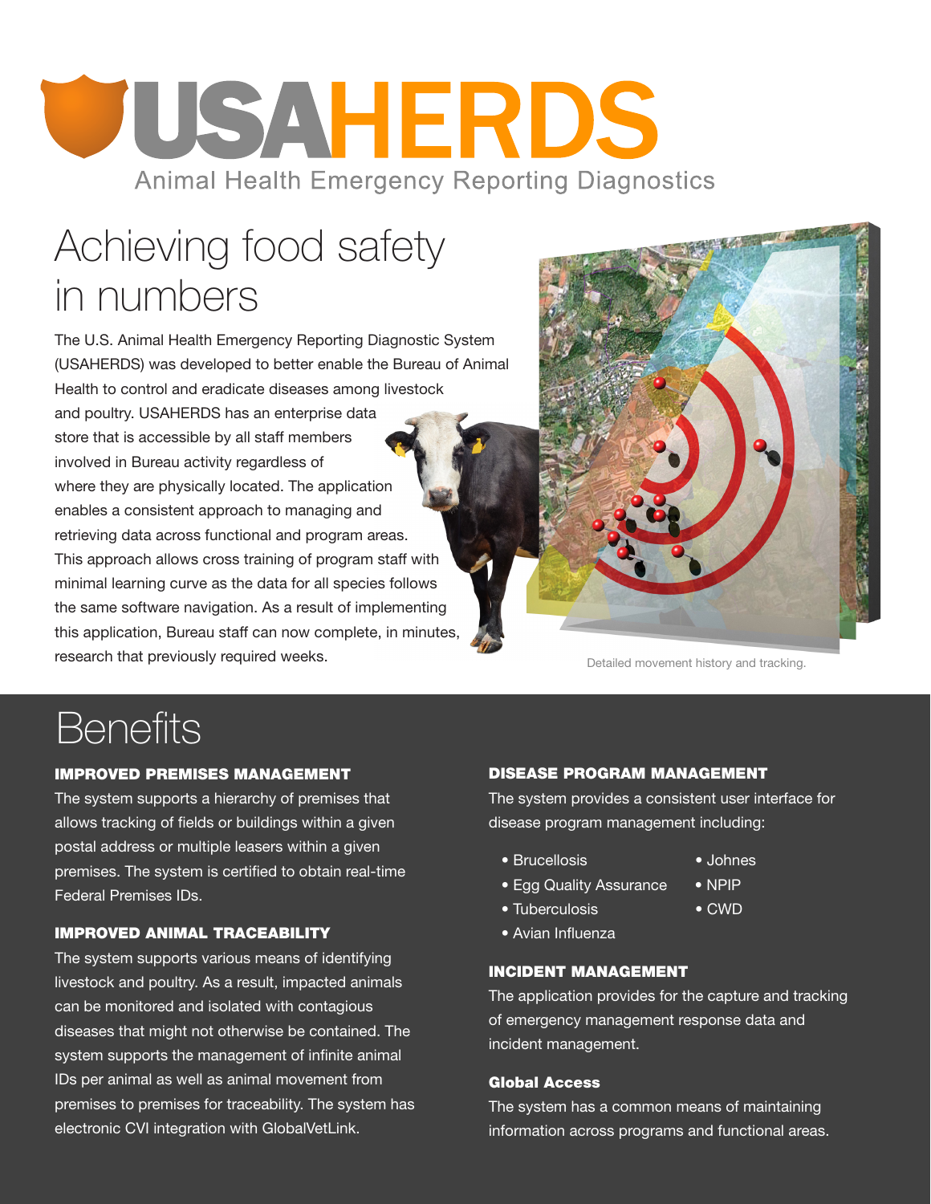# USAHERDS

Animal Health Emergency Reporting Diagnostics

## Achieving food safety in numbers

The U.S. Animal Health Emergency Reporting Diagnostic System (USAHERDS) was developed to better enable the Bureau of Animal Health to control and eradicate diseases among livestock and poultry. USAHERDS has an enterprise data store that is accessible by all staff members involved in Bureau activity regardless of where they are physically located. The application enables a consistent approach to managing and retrieving data across functional and program areas. This approach allows cross training of program staff with minimal learning curve as the data for all species follows the same software navigation. As a result of implementing this application, Bureau staff can now complete, in minutes, research that previously required weeks.

Detailed movement history and tracking.

## Benefits

### IMPROVED PREMISES MANAGEMENT

The system supports a hierarchy of premises that allows tracking of fields or buildings within a given postal address or multiple leasers within a given premises. The system is certified to obtain real-time Federal Premises IDs.

### IMPROVED ANIMAL TRACEABILITY

The system supports various means of identifying livestock and poultry. As a result, impacted animals can be monitored and isolated with contagious diseases that might not otherwise be contained. The system supports the management of infinite animal IDs per animal as well as animal movement from premises to premises for traceability. The system has electronic CVI integration with GlobalVetLink.

### DISEASE PROGRAM MANAGEMENT

The system provides a consistent user interface for disease program management including:

- Brucellosis
- Egg Quality Assurance
- Tuberculosis
- Avian Influenza
- Johnes
- NPIP
- CWD

### INCIDENT MANAGEMENT

The application provides for the capture and tracking of emergency management response data and incident management.

### Global Access

The system has a common means of maintaining information across programs and functional areas.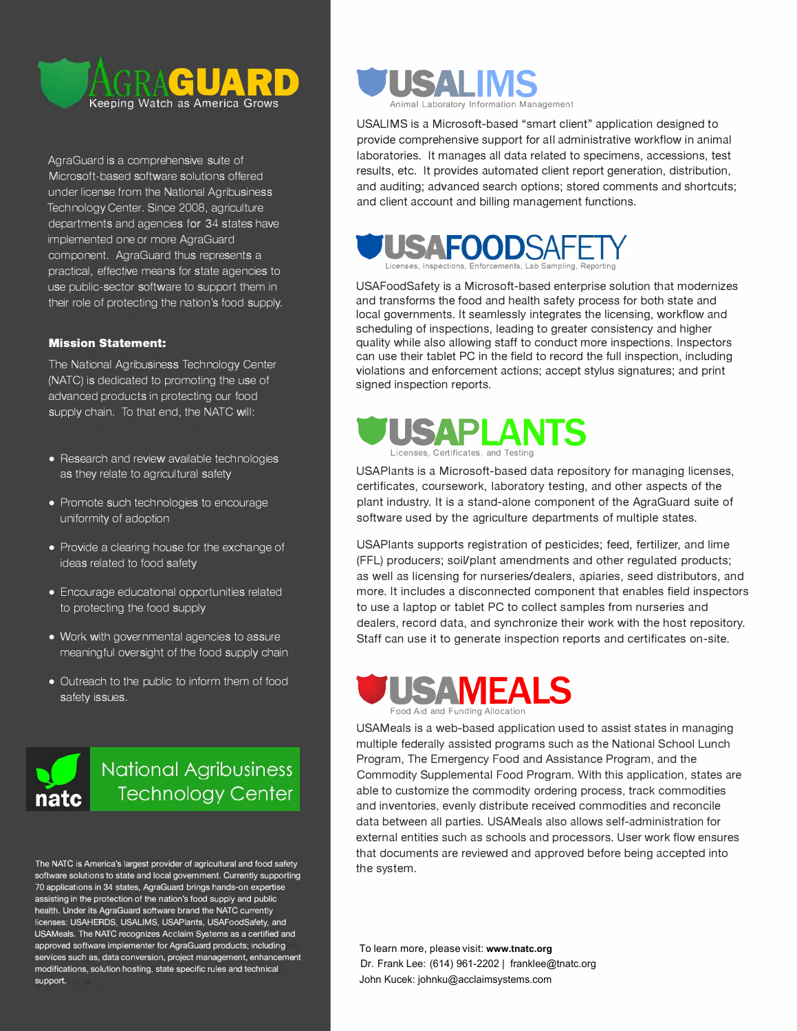# AGRAGUARD

Keeping Watch as America Grows

AgraGuard is a comprehensive suite of Microsoft-based software solutions offered under license from the National Agribusiness Technology Center. Since 2008, agriculture departments and agencies for 34 states have implemented one or more AgraGuard component. AgraGuard thus represents a practical, effective means for state agencies to use public-sector software to support them in their role of protecting the nation's food supply.

**Mission Statement:**

The National Agribusiness Technology Center (NATC) is dedicated to promoting the use of advanced products in protecting our food supply chain. To that end, the NATC will:

- Research and review available technologies as they relate to agricultural safety
- Promote such technologies to encourage uniformity of adoption
- Provide a clearing house for the exchange of ideas related to food safety
- Encourage educational opportunities related to protecting the food supply
- Work with governmental agencies to assure meaningful oversight of the food supply chain
- Outreach to the public to inform them of food safety issues.

natc National Agribusiness Technology Center

The NATC is America's largest provider of agricultural and food safety software solutions to state and local government. Currently supporting 70 applications in 34 states, AgraGuard brings hands-on expertise assisting in the protection of the nation's food supply and public health. Under its AgraGuard software brand the NATC currently licenses: USAHERDS, USALIMS, USAPlants, USAFoodSafety, and USAMeals. The NATC recognizes Acclaim Systems as a certified and approved software implementer for AgraGuard products; including services such as, data conversion, project management, enhancement modifications, solution hosting, state specific rules and technical support.

## USALIMS

Animal Laboratory Information Management

USALIMS is a Microsoft-based "smart client" application designed to provide comprehensive support for all administrative workflow in animal laboratories. It manages all data related to specimens, accessions, test results, etc. It provides automated client report generation, distribution, and auditing; advanced search options; stored comments and shortcuts; and client account and billing management functions.

## USAFOODSAFETY

Licenses, Inspections, Enforcements, Lab Sampling, Reporting

USAFoodSafety is a Microsoft-based enterprise solution that modernizes and transforms the food and health safety process for both state and local governments. It seamlessly integrates the licensing, workflow and scheduling of inspections, leading to greater consistency and higher quality while also allowing staff to conduct more inspections. Inspectors can use their tablet PC in the field to record the full inspection, including violations and enforcement actions; accept stylus signatures; and print signed inspection reports.

## USAPLANTS

Licenses, Certificates, and Testing

USAPlants is a Microsoft-based data repository for managing licenses, certificates, coursework, laboratory testing, and other aspects of the plant industry. It is a stand-alone component of the AgraGuard suite of software used by the agriculture departments of multiple states.

USAPlants supports registration of pesticides; feed, fertilizer, and lime (FFL) producers; soil/plant amendments and other regulated products; as well as licensing for nurseries/dealers, apiaries, seed distributors, and more. It includes a disconnected component that enables field inspectors to use a laptop or tablet PC to collect samples from nurseries and dealers, record data, and synchronize their work with the host repository. Staff can use it to generate inspection reports and certificates on-site.

## USAMEALS

Food Aid and Funding Allocation

USAMeals is a web-based application used to assist states in managing multiple federally assisted programs such as the National School Lunch Program, The Emergency Food and Assistance Program, and the Commodity Supplemental Food Program. With this application, states are able to customize the commodity ordering process, track commodities and inventories, evenly distribute received commodities and reconcile data between all parties. USAMeals also allows self-administration for external entities such as schools and processors. User work flow ensures that documents are reviewed and approved before being accepted into the system.

To learn more, please visit: **www.tnatc.org**
Dr. Frank Lee: (614) 961-2202 | franklee@tnatc.org
John Kucek: johnku@acclaimsystems.com